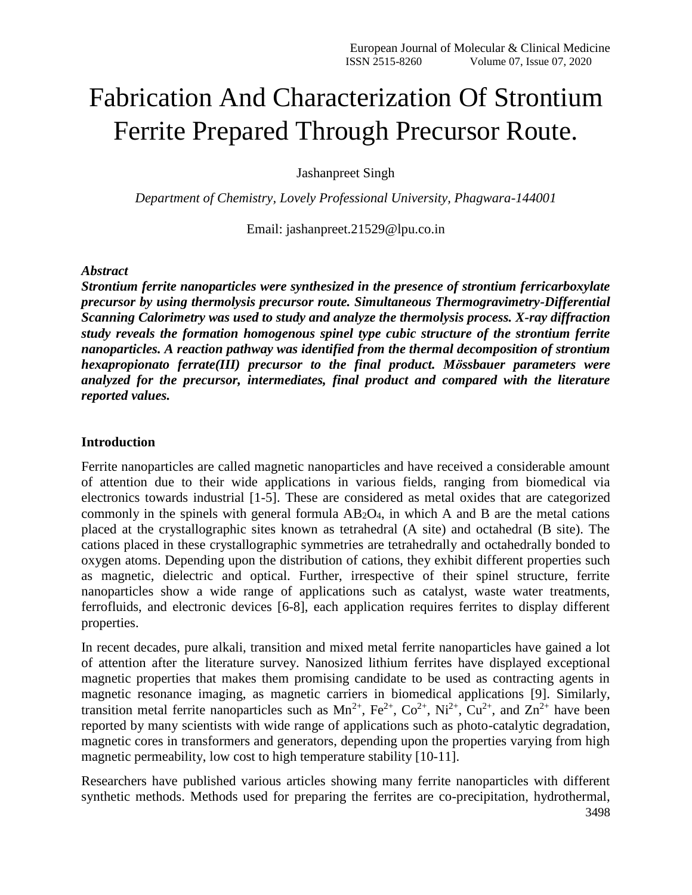# Fabrication And Characterization Of Strontium Ferrite Prepared Through Precursor Route.

Jashanpreet Singh

*Department of Chemistry, Lovely Professional University, Phagwara-144001*

Email: jashanpreet.21529@lpu.co.in

***Abstract***

***Strontium ferrite nanoparticles were synthesized in the presence of strontium ferricarboxylate precursor by using thermolysis precursor route. Simultaneous Thermogravimetry-Differential Scanning Calorimetry was used to study and analyze the thermolysis process. X-ray diffraction study reveals the formation homogenous spinel type cubic structure of the strontium ferrite nanoparticles. A reaction pathway was identified from the thermal decomposition of strontium hexapropionato ferrate(III) precursor to the final product. Mössbauer parameters were analyzed for the precursor, intermediates, final product and compared with the literature reported values.***

## Introduction

Ferrite nanoparticles are called magnetic nanoparticles and have received a considerable amount of attention due to their wide applications in various fields, ranging from biomedical via electronics towards industrial [1-5]. These are considered as metal oxides that are categorized commonly in the spinels with general formula $AB_2O_4$, in which A and B are the metal cations placed at the crystallographic sites known as tetrahedral (A site) and octahedral (B site). The cations placed in these crystallographic symmetries are tetrahedrally and octahedrally bonded to oxygen atoms. Depending upon the distribution of cations, they exhibit different properties such as magnetic, dielectric and optical. Further, irrespective of their spinel structure, ferrite nanoparticles show a wide range of applications such as catalyst, waste water treatments, ferrofluids, and electronic devices [6-8], each application requires ferrites to display different properties.

In recent decades, pure alkali, transition and mixed metal ferrite nanoparticles have gained a lot of attention after the literature survey. Nanosized lithium ferrites have displayed exceptional magnetic properties that makes them promising candidate to be used as contracting agents in magnetic resonance imaging, as magnetic carriers in biomedical applications [9]. Similarly, transition metal ferrite nanoparticles such as $Mn^{2+}$, $Fe^{2+}$, $Co^{2+}$, $Ni^{2+}$, $Cu^{2+}$, and $Zn^{2+}$ have been reported by many scientists with wide range of applications such as photo-catalytic degradation, magnetic cores in transformers and generators, depending upon the properties varying from high magnetic permeability, low cost to high temperature stability [10-11].

Researchers have published various articles showing many ferrite nanoparticles with different synthetic methods. Methods used for preparing the ferrites are co-precipitation, hydrothermal,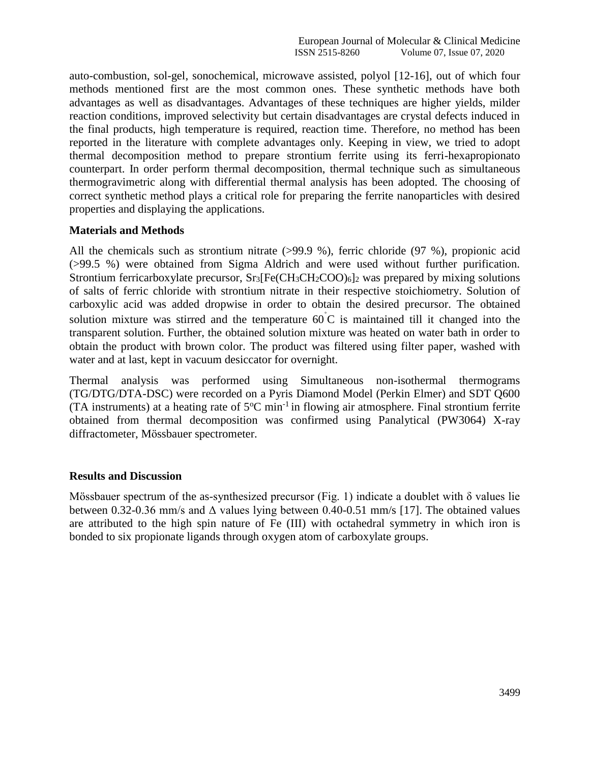auto-combustion, sol-gel, sonochemical, microwave assisted, polyol [12-16], out of which four methods mentioned first are the most common ones. These synthetic methods have both advantages as well as disadvantages. Advantages of these techniques are higher yields, milder reaction conditions, improved selectivity but certain disadvantages are crystal defects induced in the final products, high temperature is required, reaction time. Therefore, no method has been reported in the literature with complete advantages only. Keeping in view, we tried to adopt thermal decomposition method to prepare strontium ferrite using its ferri-hexapropionato counterpart. In order perform thermal decomposition, thermal technique such as simultaneous thermogravimetric along with differential thermal analysis has been adopted. The choosing of correct synthetic method plays a critical role for preparing the ferrite nanoparticles with desired properties and displaying the applications.

## Materials and Methods

All the chemicals such as strontium nitrate (>99.9 %), ferric chloride (97 %), propionic acid (>99.5 %) were obtained from Sigma Aldrich and were used without further purification. Strontium ferricarboxylate precursor, $Sr_3[Fe(CH_3CH_2COO)_6]_2$ was prepared by mixing solutions of salts of ferric chloride with strontium nitrate in their respective stoichiometry. Solution of carboxylic acid was added dropwise in order to obtain the desired precursor. The obtained solution mixture was stirred and the temperature 60°C is maintained till it changed into the transparent solution. Further, the obtained solution mixture was heated on water bath in order to obtain the product with brown color. The product was filtered using filter paper, washed with water and at last, kept in vacuum desiccator for overnight.

Thermal analysis was performed using Simultaneous non-isothermal thermograms (TG/DTG/DTA-DSC) were recorded on a Pyris Diamond Model (Perkin Elmer) and SDT Q600 (TA instruments) at a heating rate of 5°C $min^{-1}$ in flowing air atmosphere. Final strontium ferrite obtained from thermal decomposition was confirmed using Panalytical (PW3064) X-ray diffractometer, Mössbauer spectrometer.

## Results and Discussion

Mössbauer spectrum of the as-synthesized precursor (Fig. 1) indicate a doublet with $\delta$ values lie between 0.32-0.36 mm/s and $\Delta$ values lying between 0.40-0.51 mm/s [17]. The obtained values are attributed to the high spin nature of Fe (III) with octahedral symmetry in which iron is bonded to six propionate ligands through oxygen atom of carboxylate groups.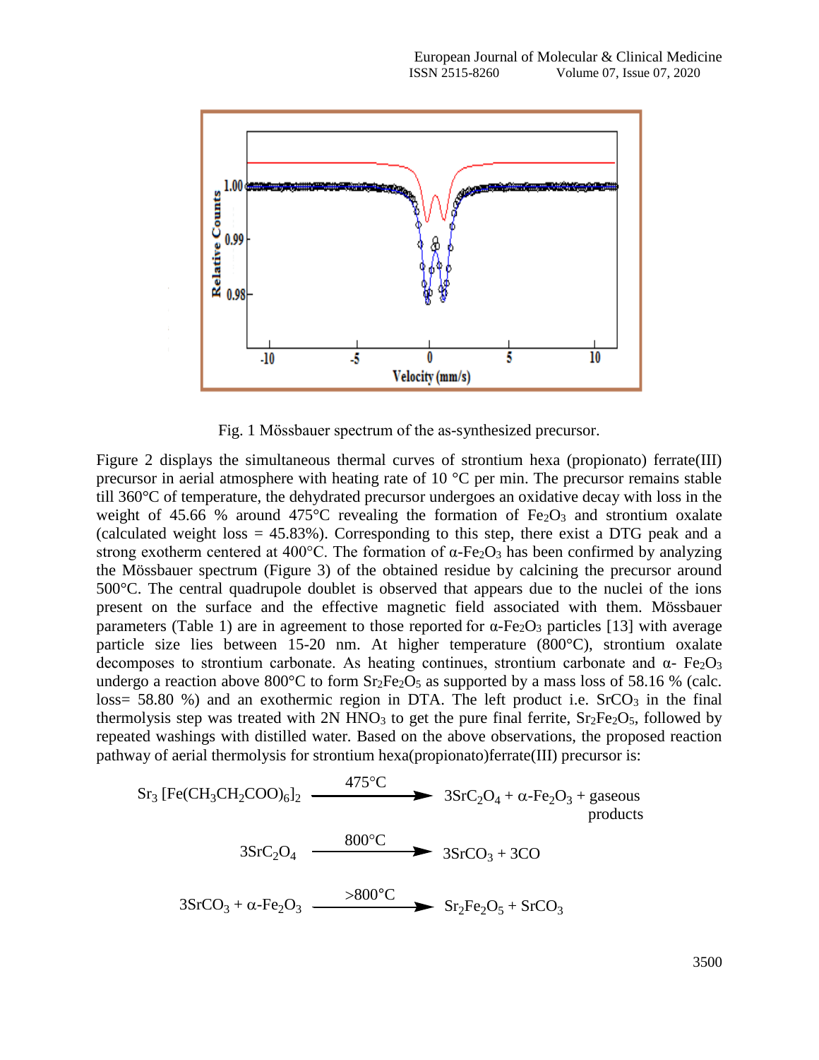Fig. 1 Mössbauer spectrum of the as-synthesized precursor.

Figure 2 displays the simultaneous thermal curves of strontium hexa (propionato) ferrate(III) precursor in aerial atmosphere with heating rate of 10 °C per min. The precursor remains stable till 360°C of temperature, the dehydrated precursor undergoes an oxidative decay with loss in the weight of 45.66 % around 475°C revealing the formation of $Fe_2O_3$ and strontium oxalate (calculated weight loss = 45.83%). Corresponding to this step, there exist a DTG peak and a strong exotherm centered at 400°C. The formation of $\alpha$-$Fe_2O_3$ has been confirmed by analyzing the Mössbauer spectrum (Figure 3) of the obtained residue by calcining the precursor around 500°C. The central quadrupole doublet is observed that appears due to the nuclei of the ions present on the surface and the effective magnetic field associated with them. Mössbauer parameters (Table 1) are in agreement to those reported for $\alpha$-$Fe_2O_3$ particles [13] with average particle size lies between 15-20 nm. At higher temperature (800°C), strontium oxalate decomposes to strontium carbonate. As heating continues, strontium carbonate and $\alpha$- $Fe_2O_3$ undergo a reaction above 800°C to form $Sr_2Fe_2O_5$ as supported by a mass loss of 58.16 % (calc. loss= 58.80 %) and an exothermic region in DTA. The left product i.e. $SrCO_3$ in the final thermolysis step was treated with 2N $HNO_3$ to get the pure final ferrite, $Sr_2Fe_2O_5$, followed by repeated washings with distilled water. Based on the above observations, the proposed reaction pathway of aerial thermolysis for strontium hexa(propionato)ferrate(III) precursor is:

$$Sr_3[Fe(CH_3CH_2COO)_6]_2 \xrightarrow{475°C} 3SrC_2O_4 + \alpha\text{-}Fe_2O_3 + \text{gaseous products}$$

$$3SrC_2O_4 \xrightarrow{800°C} 3SrCO_3 + 3CO$$

$$3SrCO_3 + \alpha\text{-}Fe_2O_3 \xrightarrow{>800°C} Sr_2Fe_2O_5 + SrCO_3$$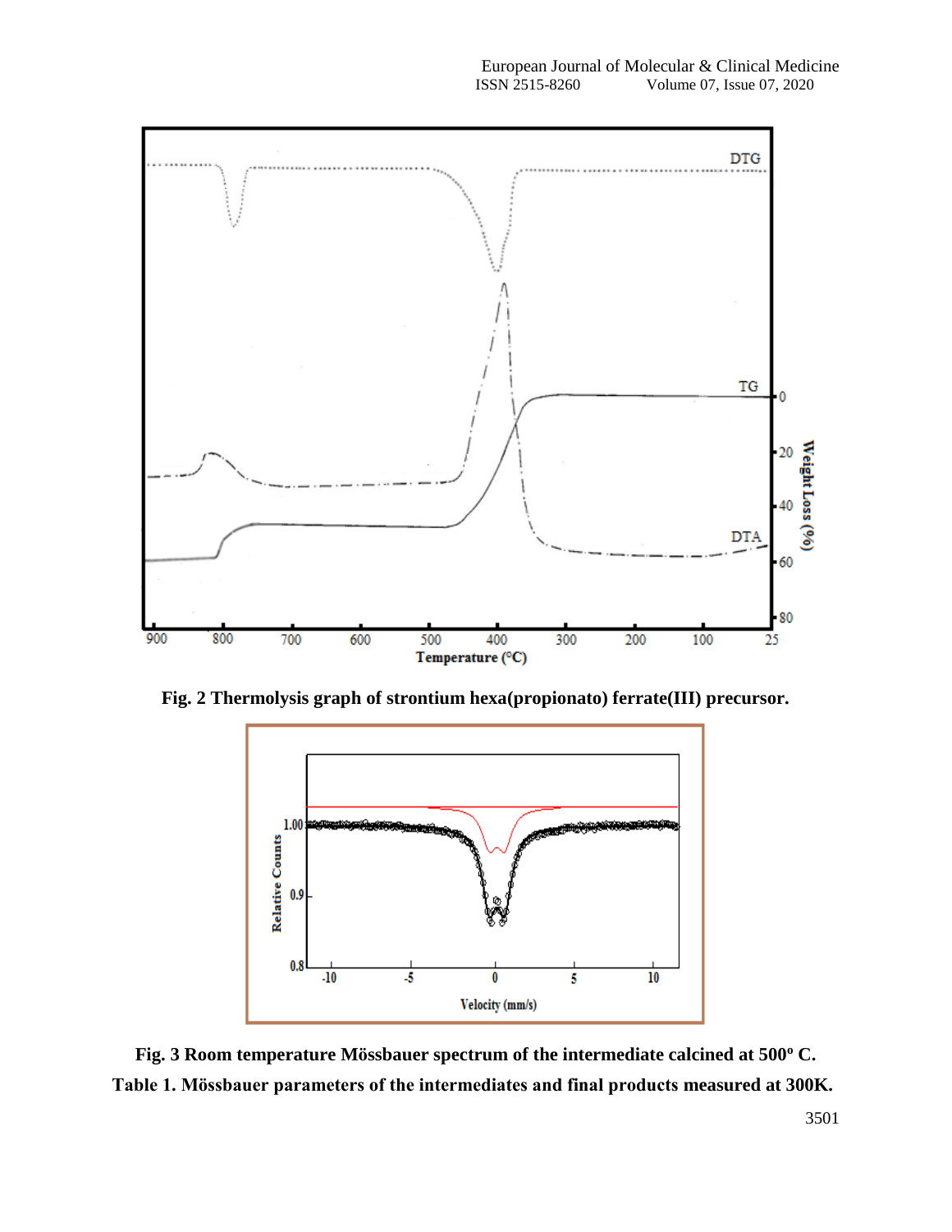**Fig. 2 Thermolysis graph of strontium hexa(propionato) ferrate(III) precursor.**

**Fig. 3 Room temperature Mössbauer spectrum of the intermediate calcined at 500º C.**

**Table 1. Mössbauer parameters of the intermediates and final products measured at 300K.**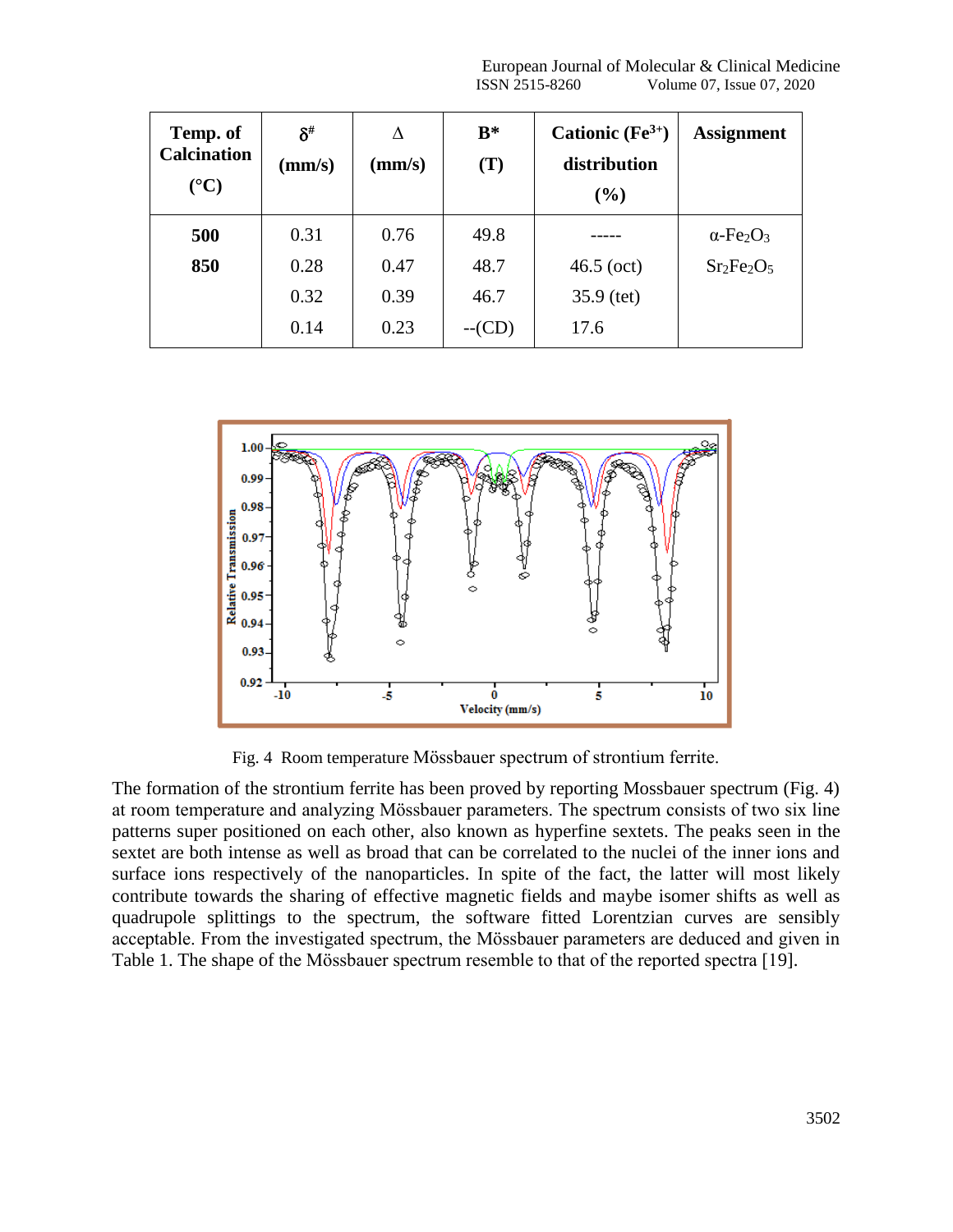| Temp. of Calcination (°C) | $\delta^{\#}$ (mm/s) | $\Delta$ (mm/s) | B* (T) | Cationic ($Fe^{3+}$) distribution (%) | Assignment |
|---|---|---|---|---|---|
| **500** | 0.31 | 0.76 | 49.8 | ----- | $\alpha$-$Fe_2O_3$ |
| **850** | 0.28 | 0.47 | 48.7 | 46.5 (oct) | $Sr_2Fe_2O_5$ |
| | 0.32 | 0.39 | 46.7 | 35.9 (tet) | |
| | 0.14 | 0.23 | --(CD) | 17.6 | |

Fig. 4 Room temperature Mössbauer spectrum of strontium ferrite.

The formation of the strontium ferrite has been proved by reporting Mossbauer spectrum (Fig. 4) at room temperature and analyzing Mössbauer parameters. The spectrum consists of two six line patterns super positioned on each other, also known as hyperfine sextets. The peaks seen in the sextet are both intense as well as broad that can be correlated to the nuclei of the inner ions and surface ions respectively of the nanoparticles. In spite of the fact, the latter will most likely contribute towards the sharing of effective magnetic fields and maybe isomer shifts as well as quadrupole splittings to the spectrum, the software fitted Lorentzian curves are sensibly acceptable. From the investigated spectrum, the Mössbauer parameters are deduced and given in Table 1. The shape of the Mössbauer spectrum resemble to that of the reported spectra [19].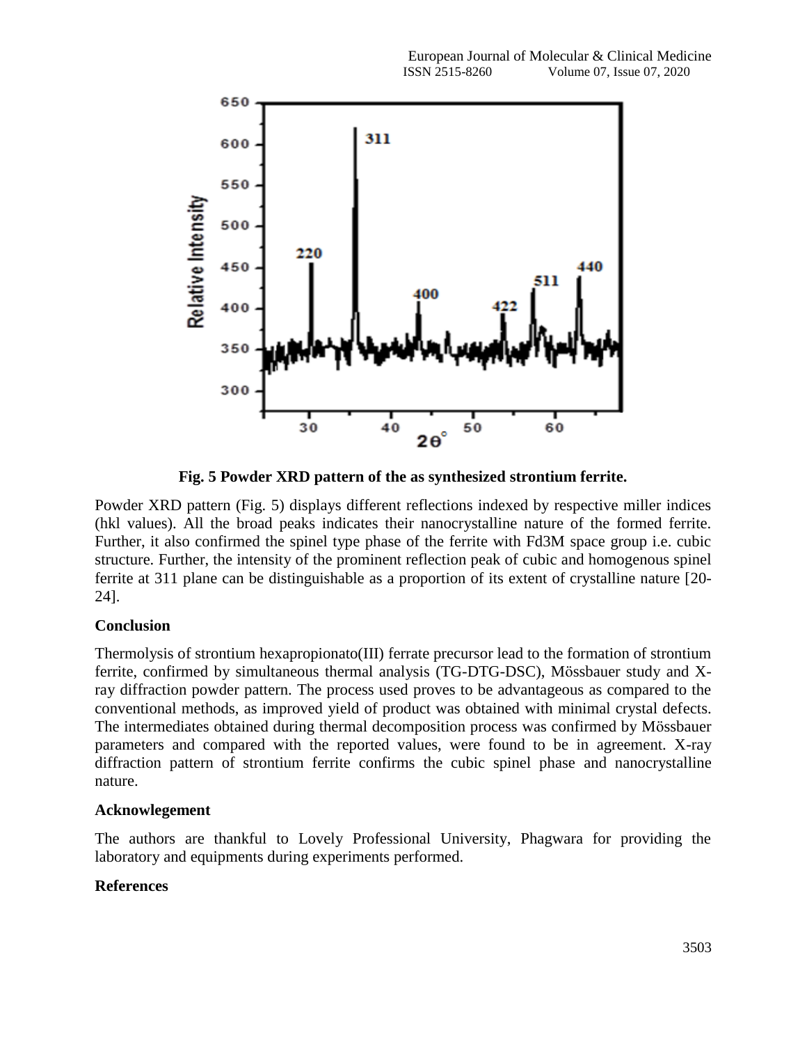**Fig. 5 Powder XRD pattern of the as synthesized strontium ferrite.**

Powder XRD pattern (Fig. 5) displays different reflections indexed by respective miller indices (hkl values). All the broad peaks indicates their nanocrystalline nature of the formed ferrite. Further, it also confirmed the spinel type phase of the ferrite with Fd3M space group i.e. cubic structure. Further, the intensity of the prominent reflection peak of cubic and homogenous spinel ferrite at 311 plane can be distinguishable as a proportion of its extent of crystalline nature [20-24].

## Conclusion

Thermolysis of strontium hexapropionato(III) ferrate precursor lead to the formation of strontium ferrite, confirmed by simultaneous thermal analysis (TG-DTG-DSC), Mössbauer study and X-ray diffraction powder pattern. The process used proves to be advantageous as compared to the conventional methods, as improved yield of product was obtained with minimal crystal defects. The intermediates obtained during thermal decomposition process was confirmed by Mössbauer parameters and compared with the reported values, were found to be in agreement. X-ray diffraction pattern of strontium ferrite confirms the cubic spinel phase and nanocrystalline nature.

## Acknowlegement

The authors are thankful to Lovely Professional University, Phagwara for providing the laboratory and equipments during experiments performed.

## References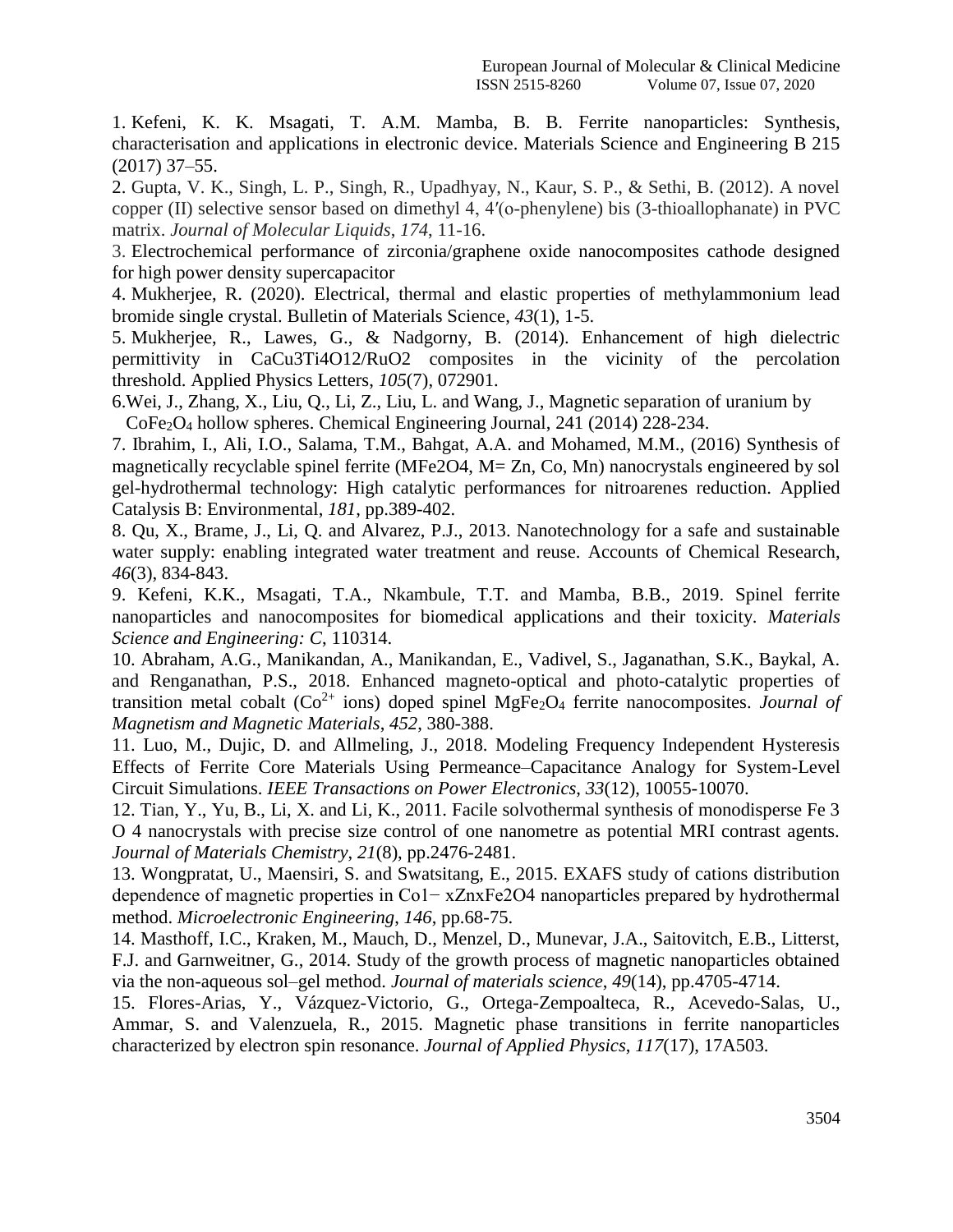1. Kefeni, K. K. Msagati, T. A.M. Mamba, B. B. Ferrite nanoparticles: Synthesis, characterisation and applications in electronic device. Materials Science and Engineering B 215 (2017) 37–55.

2. Gupta, V. K., Singh, L. P., Singh, R., Upadhyay, N., Kaur, S. P., & Sethi, B. (2012). A novel copper (II) selective sensor based on dimethyl 4, 4′(o-phenylene) bis (3-thioallophanate) in PVC matrix. *Journal of Molecular Liquids*, *174*, 11-16.

3. Electrochemical performance of zirconia/graphene oxide nanocomposites cathode designed for high power density supercapacitor

4. Mukherjee, R. (2020). Electrical, thermal and elastic properties of methylammonium lead bromide single crystal. Bulletin of Materials Science, *43*(1), 1-5.

5. Mukherjee, R., Lawes, G., & Nadgorny, B. (2014). Enhancement of high dielectric permittivity in CaCu3Ti4O12/RuO2 composites in the vicinity of the percolation threshold. Applied Physics Letters, *105*(7), 072901.

6. Wei, J., Zhang, X., Liu, Q., Li, Z., Liu, L. and Wang, J., Magnetic separation of uranium by $CoFe_2O_4$ hollow spheres. Chemical Engineering Journal, 241 (2014) 228-234.

7. Ibrahim, I., Ali, I.O., Salama, T.M., Bahgat, A.A. and Mohamed, M.M., (2016) Synthesis of magnetically recyclable spinel ferrite (MFe2O4, M= Zn, Co, Mn) nanocrystals engineered by sol gel-hydrothermal technology: High catalytic performances for nitroarenes reduction. Applied Catalysis B: Environmental, *181*, pp.389-402.

8. Qu, X., Brame, J., Li, Q. and Alvarez, P.J., 2013. Nanotechnology for a safe and sustainable water supply: enabling integrated water treatment and reuse. Accounts of Chemical Research, *46*(3), 834-843.

9. Kefeni, K.K., Msagati, T.A., Nkambule, T.T. and Mamba, B.B., 2019. Spinel ferrite nanoparticles and nanocomposites for biomedical applications and their toxicity. *Materials Science and Engineering: C*, 110314.

10. Abraham, A.G., Manikandan, A., Manikandan, E., Vadivel, S., Jaganathan, S.K., Baykal, A. and Renganathan, P.S., 2018. Enhanced magneto-optical and photo-catalytic properties of transition metal cobalt ($Co^{2+}$ ions) doped spinel $MgFe_2O_4$ ferrite nanocomposites. *Journal of Magnetism and Magnetic Materials*, *452*, 380-388.

11. Luo, M., Dujic, D. and Allmeling, J., 2018. Modeling Frequency Independent Hysteresis Effects of Ferrite Core Materials Using Permeance–Capacitance Analogy for System-Level Circuit Simulations. *IEEE Transactions on Power Electronics*, *33*(12), 10055-10070.

12. Tian, Y., Yu, B., Li, X. and Li, K., 2011. Facile solvothermal synthesis of monodisperse Fe 3 O 4 nanocrystals with precise size control of one nanometre as potential MRI contrast agents. *Journal of Materials Chemistry*, *21*(8), pp.2476-2481.

13. Wongpratat, U., Maensiri, S. and Swatsitang, E., 2015. EXAFS study of cations distribution dependence of magnetic properties in Co1− xZnxFe2O4 nanoparticles prepared by hydrothermal method. *Microelectronic Engineering*, *146*, pp.68-75.

14. Masthoff, I.C., Kraken, M., Mauch, D., Menzel, D., Munevar, J.A., Saitovitch, E.B., Litterst, F.J. and Garnweitner, G., 2014. Study of the growth process of magnetic nanoparticles obtained via the non-aqueous sol–gel method. *Journal of materials science*, *49*(14), pp.4705-4714.

15. Flores-Arias, Y., Vázquez-Victorio, G., Ortega-Zempoalteca, R., Acevedo-Salas, U., Ammar, S. and Valenzuela, R., 2015. Magnetic phase transitions in ferrite nanoparticles characterized by electron spin resonance. *Journal of Applied Physics*, *117*(17), 17A503.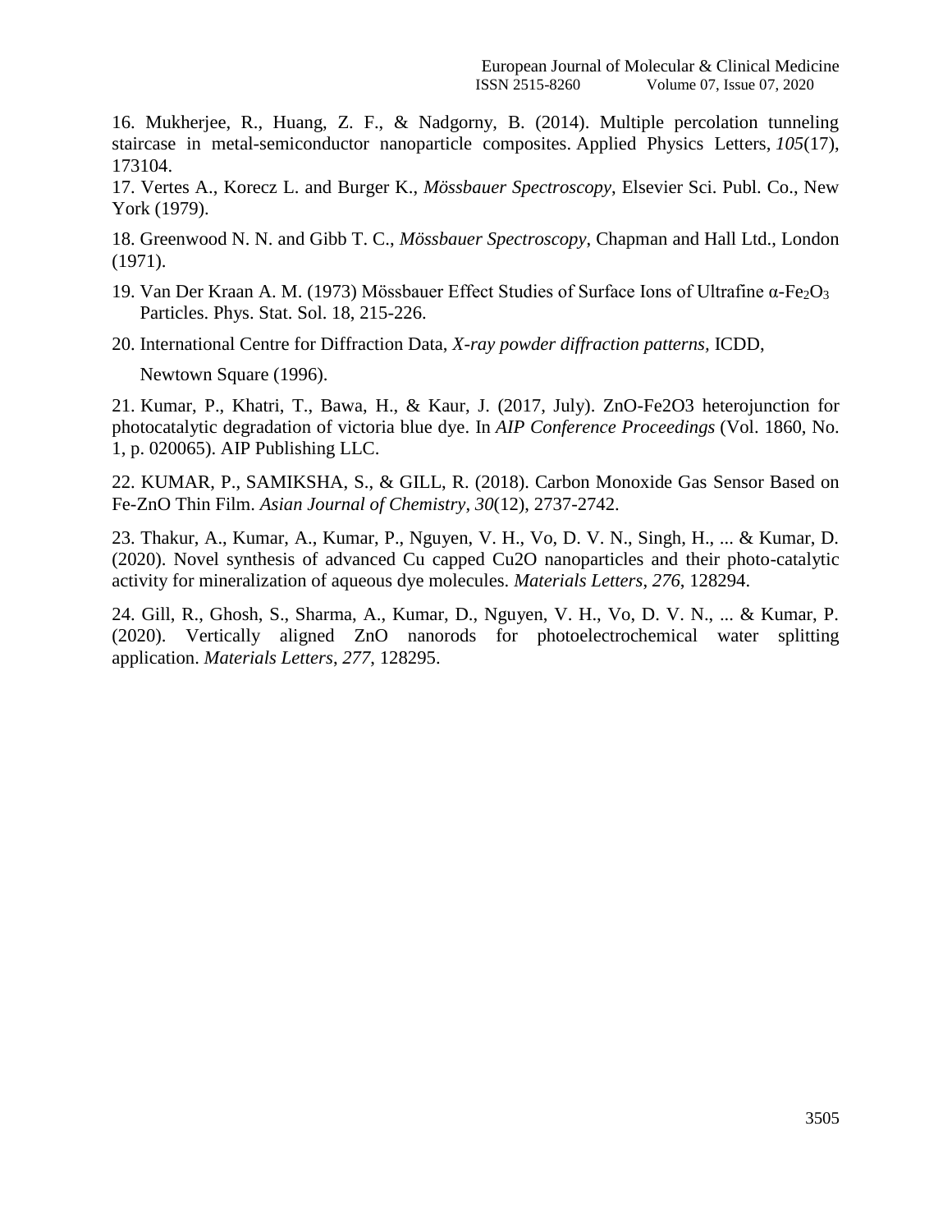16. Mukherjee, R., Huang, Z. F., & Nadgorny, B. (2014). Multiple percolation tunneling staircase in metal-semiconductor nanoparticle composites. Applied Physics Letters, *105*(17), 173104.

17. Vertes A., Korecz L. and Burger K., *Mössbauer Spectroscopy*, Elsevier Sci. Publ. Co., New York (1979).

18. Greenwood N. N. and Gibb T. C., *Mössbauer Spectroscopy*, Chapman and Hall Ltd., London (1971).

19. Van Der Kraan A. M. (1973) Mössbauer Effect Studies of Surface Ions of Ultrafine α-$Fe_2O_3$ Particles. Phys. Stat. Sol. 18, 215-226.

20. International Centre for Diffraction Data, *X-ray powder diffraction patterns,* ICDD, Newtown Square (1996).

21. Kumar, P., Khatri, T., Bawa, H., & Kaur, J. (2017, July). ZnO-Fe2O3 heterojunction for photocatalytic degradation of victoria blue dye. In *AIP Conference Proceedings* (Vol. 1860, No. 1, p. 020065). AIP Publishing LLC.

22. KUMAR, P., SAMIKSHA, S., & GILL, R. (2018). Carbon Monoxide Gas Sensor Based on Fe-ZnO Thin Film. *Asian Journal of Chemistry*, *30*(12), 2737-2742.

23. Thakur, A., Kumar, A., Kumar, P., Nguyen, V. H., Vo, D. V. N., Singh, H., ... & Kumar, D. (2020). Novel synthesis of advanced Cu capped Cu2O nanoparticles and their photo-catalytic activity for mineralization of aqueous dye molecules. *Materials Letters*, *276*, 128294.

24. Gill, R., Ghosh, S., Sharma, A., Kumar, D., Nguyen, V. H., Vo, D. V. N., ... & Kumar, P. (2020). Vertically aligned ZnO nanorods for photoelectrochemical water splitting application. *Materials Letters*, *277*, 128295.